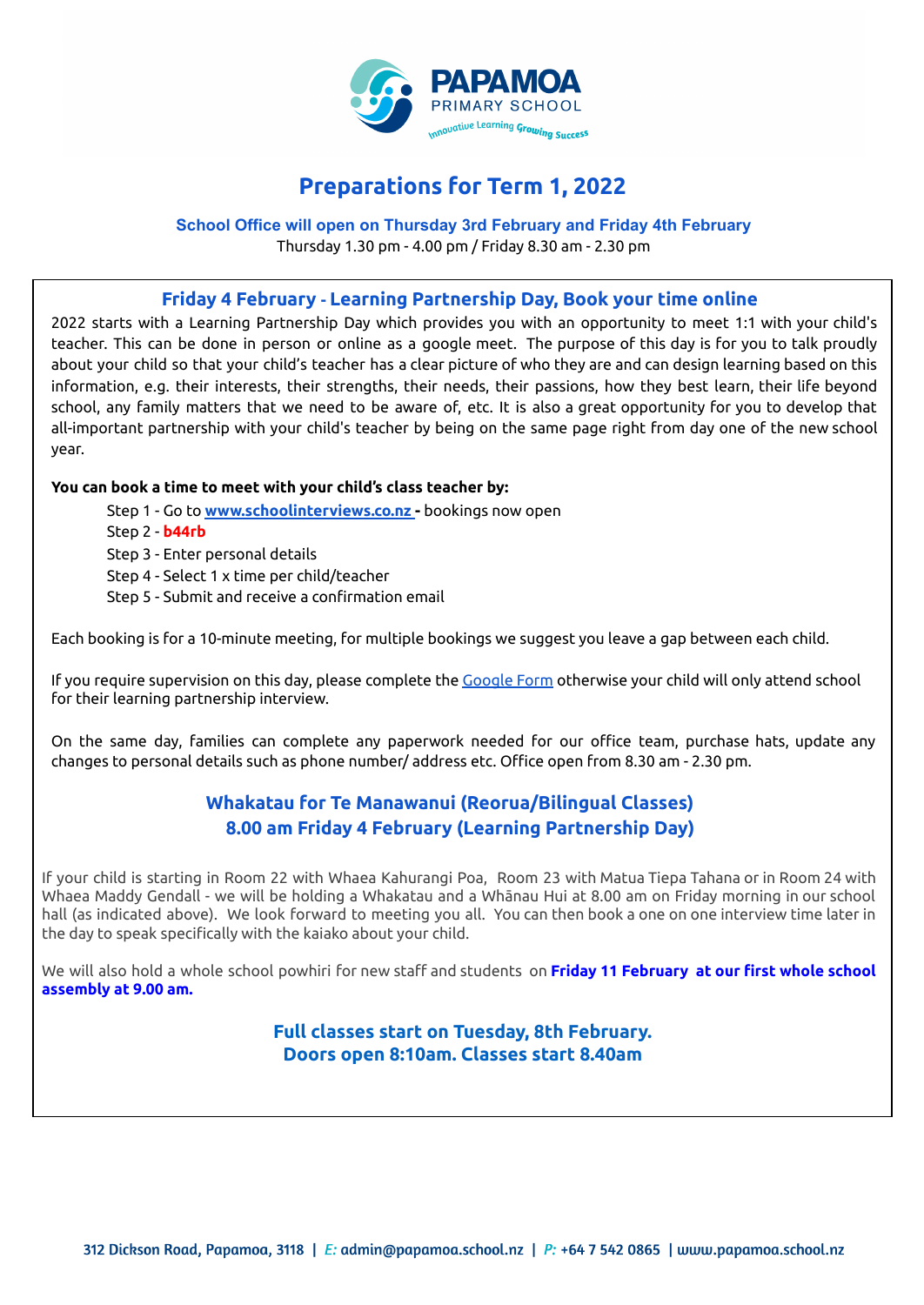PAPAMOA
PRIMARY SCHOOL
Innovative Learning Growing Success

# Preparations for Term 1, 2022

**School Office will open on Thursday 3rd February and Friday 4th February**
Thursday 1.30 pm - 4.00 pm / Friday 8.30 am - 2.30 pm

## Friday 4 February - Learning Partnership Day, Book your time online

2022 starts with a Learning Partnership Day which provides you with an opportunity to meet 1:1 with your child's teacher. This can be done in person or online as a google meet. The purpose of this day is for you to talk proudly about your child so that your child's teacher has a clear picture of who they are and can design learning based on this information, e.g. their interests, their strengths, their needs, their passions, how they best learn, their life beyond school, any family matters that we need to be aware of, etc. It is also a great opportunity for you to develop that all-important partnership with your child's teacher by being on the same page right from day one of the new school year.

**You can book a time to meet with your child's class teacher by:**

- Step 1 - Go to **www.schoolinterviews.co.nz** **-** bookings now open
- Step 2 - **b44rb**
- Step 3 - Enter personal details
- Step 4 - Select 1 x time per child/teacher
- Step 5 - Submit and receive a confirmation email

Each booking is for a 10-minute meeting, for multiple bookings we suggest you leave a gap between each child.

If you require supervision on this day, please complete the Google Form otherwise your child will only attend school for their learning partnership interview.

On the same day, families can complete any paperwork needed for our office team, purchase hats, update any changes to personal details such as phone number/ address etc. Office open from 8.30 am - 2.30 pm.

## Whakatau for Te Manawanui (Reorua/Bilingual Classes)
## 8.00 am Friday 4 February (Learning Partnership Day)

If your child is starting in Room 22 with Whaea Kahurangi Poa, Room 23 with Matua Tiepa Tahana or in Room 24 with Whaea Maddy Gendall - we will be holding a Whakatau and a Whānau Hui at 8.00 am on Friday morning in our school hall (as indicated above). We look forward to meeting you all. You can then book a one on one interview time later in the day to speak specifically with the kaiako about your child.

We will also hold a whole school powhiri for new staff and students on **Friday 11 February at our first whole school assembly at 9.00 am.**

## Full classes start on Tuesday, 8th February.
## Doors open 8:10am. Classes start 8.40am

312 Dickson Road, Papamoa, 3118 | *E:* admin@papamoa.school.nz | *P:* +64 7 542 0865 | www.papamoa.school.nz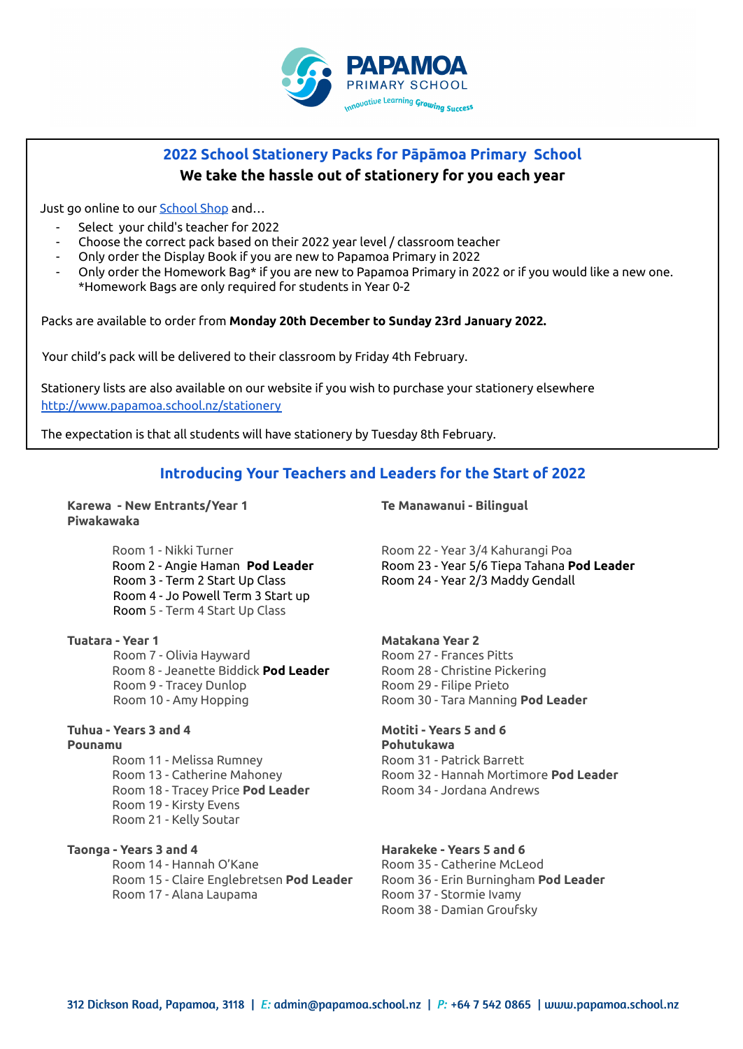PAPAMOA PRIMARY SCHOOL
Innovative Learning Growing Success

## 2022 School Stationery Packs for Pāpāmoa Primary School

**We take the hassle out of stationery for you each year**

Just go online to our School Shop and…

- Select your child's teacher for 2022
- Choose the correct pack based on their 2022 year level / classroom teacher
- Only order the Display Book if you are new to Papamoa Primary in 2022
- Only order the Homework Bag* if you are new to Papamoa Primary in 2022 or if you would like a new one. *Homework Bags are only required for students in Year 0-2

Packs are available to order from **Monday 20th December to Sunday 23rd January 2022.**

Your child's pack will be delivered to their classroom by Friday 4th February.

Stationery lists are also available on our website if you wish to purchase your stationery elsewhere http://www.papamoa.school.nz/stationery

The expectation is that all students will have stationery by Tuesday 8th February.

## Introducing Your Teachers and Leaders for the Start of 2022

**Karewa - New Entrants/Year 1**
**Piwakawaka**

Room 1 - Nikki Turner
Room 2 - Angie Haman **Pod Leader**
Room 3 - Term 2 Start Up Class
Room 4 - Jo Powell Term 3 Start up
Room 5 - Term 4 Start Up Class

**Tuatara - Year 1**

Room 7 - Olivia Hayward
Room 8 - Jeanette Biddick **Pod Leader**
Room 9 - Tracey Dunlop
Room 10 - Amy Hopping

**Tuhua - Years 3 and 4**
**Pounamu**

Room 11 - Melissa Rumney
Room 13 - Catherine Mahoney
Room 18 - Tracey Price **Pod Leader**
Room 19 - Kirsty Evens
Room 21 - Kelly Soutar

**Taonga - Years 3 and 4**

Room 14 - Hannah O'Kane
Room 15 - Claire Englebretsen **Pod Leader**
Room 17 - Alana Laupama

**Te Manawanui - Bilingual**

Room 22 - Year 3/4 Kahurangi Poa
Room 23 - Year 5/6 Tiepa Tahana **Pod Leader**
Room 24 - Year 2/3 Maddy Gendall

**Matakana Year 2**

Room 27 - Frances Pitts
Room 28 - Christine Pickering
Room 29 - Filipe Prieto
Room 30 - Tara Manning **Pod Leader**

**Motiti - Years 5 and 6**
**Pohutukawa**

Room 31 - Patrick Barrett
Room 32 - Hannah Mortimore **Pod Leader**
Room 34 - Jordana Andrews

**Harakeke - Years 5 and 6**

Room 35 - Catherine McLeod
Room 36 - Erin Burningham **Pod Leader**
Room 37 - Stormie Ivamy
Room 38 - Damian Groufsky

312 Dickson Road, Papamoa, 3118 | E: admin@papamoa.school.nz | P: +64 7 542 0865 | www.papamoa.school.nz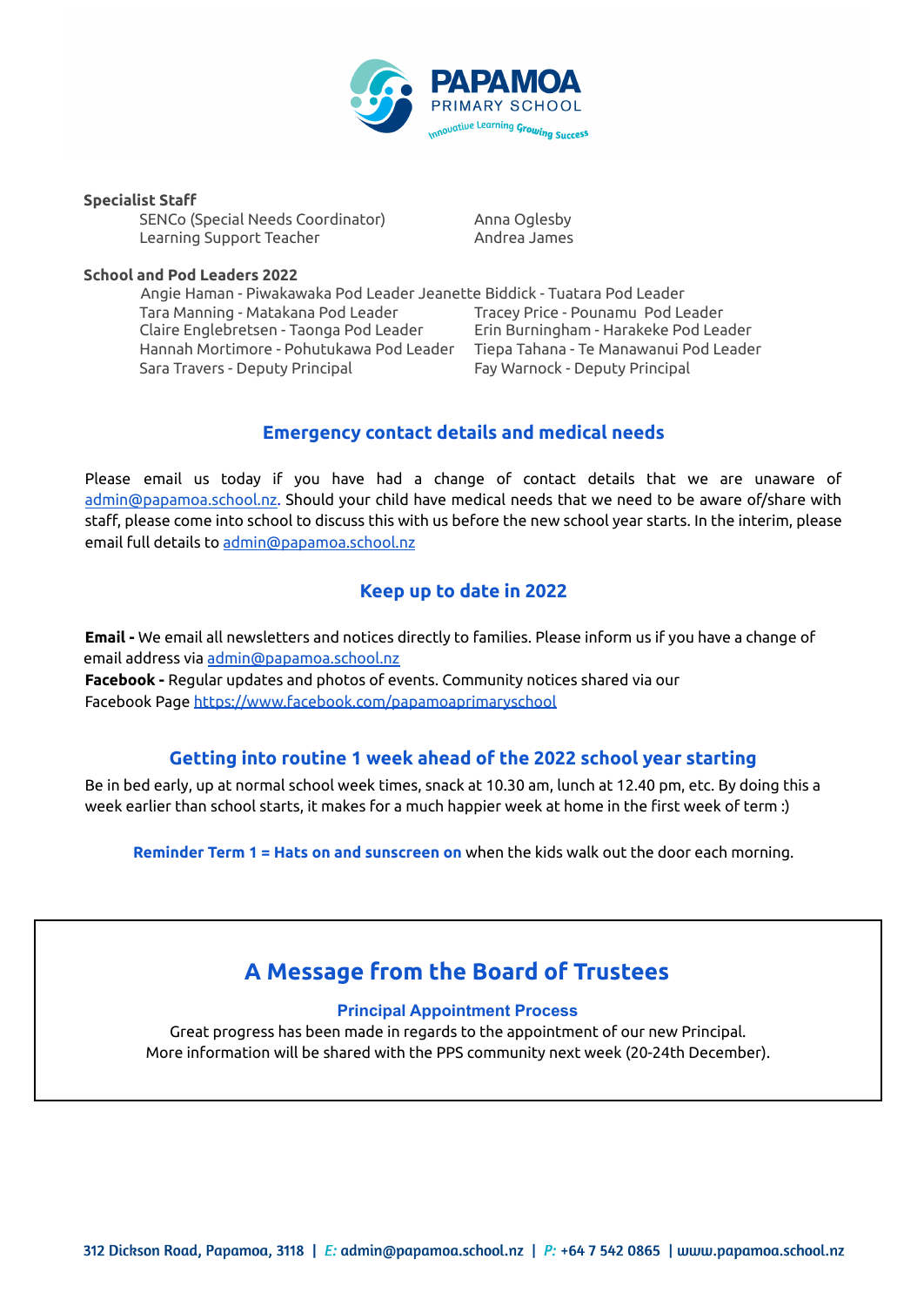**Specialist Staff**

| | |
|---|---|
| SENCo (Special Needs Coordinator) | Anna Oglesby |
| Learning Support Teacher | Andrea James |

**School and Pod Leaders 2022**

| | |
|---|---|
| Angie Haman - Piwakawaka Pod Leader | Jeanette Biddick - Tuatara Pod Leader |
| Tara Manning - Matakana Pod Leader | Tracey Price - Pounamu Pod Leader |
| Claire Englebretsen - Taonga Pod Leader | Erin Burningham - Harakeke Pod Leader |
| Hannah Mortimore - Pohutukawa Pod Leader | Tiepa Tahana - Te Manawanui Pod Leader |
| Sara Travers - Deputy Principal | Fay Warnock - Deputy Principal |

## Emergency contact details and medical needs

Please email us today if you have had a change of contact details that we are unaware of admin@papamoa.school.nz. Should your child have medical needs that we need to be aware of/share with staff, please come into school to discuss this with us before the new school year starts. In the interim, please email full details to admin@papamoa.school.nz

## Keep up to date in 2022

**Email -** We email all newsletters and notices directly to families. Please inform us if you have a change of email address via admin@papamoa.school.nz

**Facebook -** Regular updates and photos of events. Community notices shared via our Facebook Page https://www.facebook.com/papamoaprimaryschool

## Getting into routine 1 week ahead of the 2022 school year starting

Be in bed early, up at normal school week times, snack at 10.30 am, lunch at 12.40 pm, etc. By doing this a week earlier than school starts, it makes for a much happier week at home in the first week of term :)

**Reminder Term 1 = Hats on and sunscreen on** when the kids walk out the door each morning.

## A Message from the Board of Trustees

### Principal Appointment Process

Great progress has been made in regards to the appointment of our new Principal.
More information will be shared with the PPS community next week (20-24th December).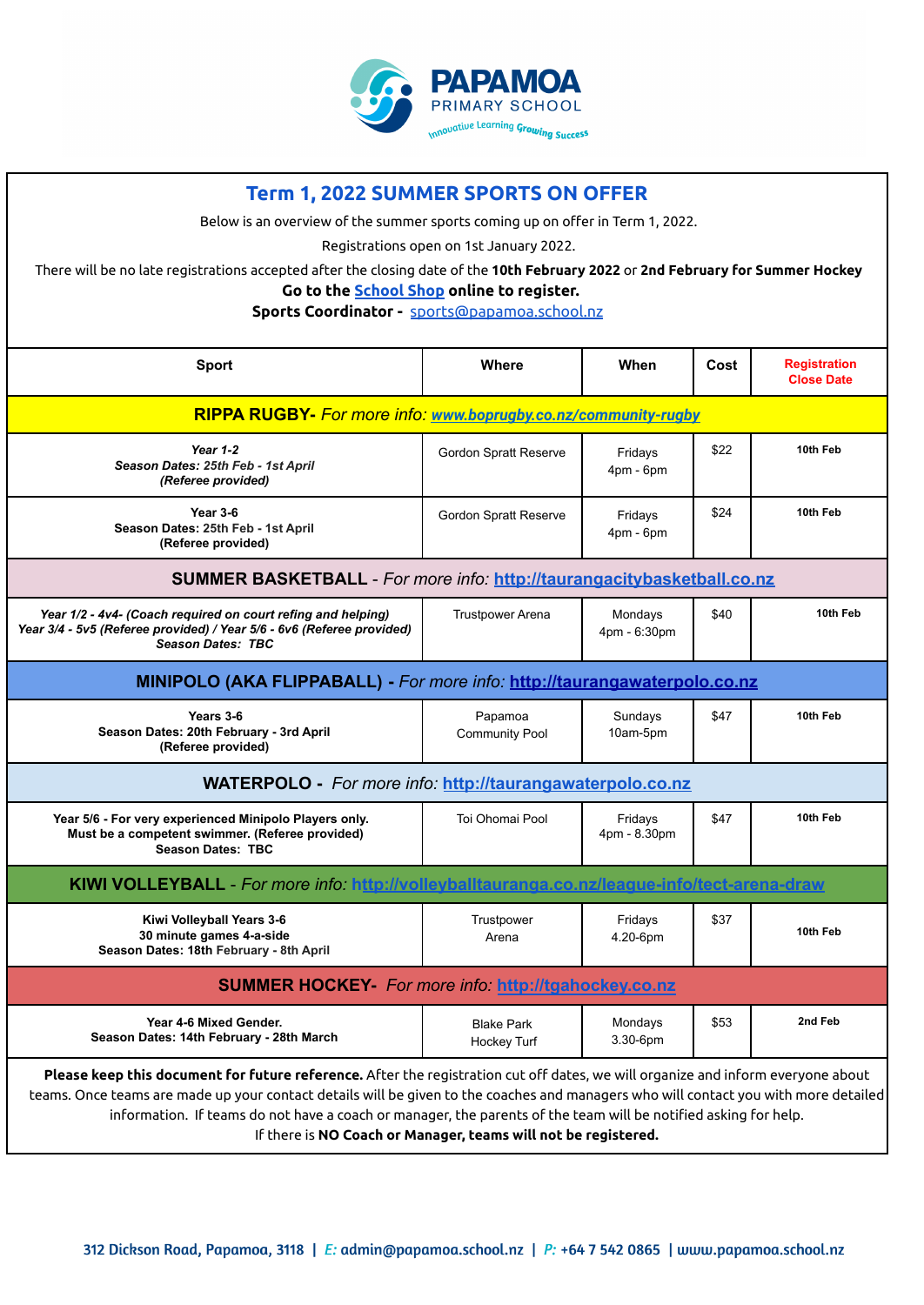PAPAMOA PRIMARY SCHOOL

Innovative Learning Growing Success

## Term 1, 2022 SUMMER SPORTS ON OFFER

Below is an overview of the summer sports coming up on offer in Term 1, 2022.

Registrations open on 1st January 2022.

There will be no late registrations accepted after the closing date of the **10th February 2022** or **2nd February for Summer Hockey**

**Go to the [School Shop] online to register.**

**Sports Coordinator -** sports@papamoa.school.nz

| Sport | Where | When | Cost | Registration Close Date |
|---|---|---|---|---|
| **RIPPA RUGBY-** *For more info: www.boprugby.co.nz/community-rugby* | | | | |
| ***Year 1-2*** ***Season Dates: 25th Feb - 1st April*** ***(Referee provided)*** | Gordon Spratt Reserve | Fridays 4pm - 6pm | $22 | **10th Feb** |
| **Year 3-6** **Season Dates: 25th Feb - 1st April** **(Referee provided)** | Gordon Spratt Reserve | Fridays 4pm - 6pm | $24 | **10th Feb** |
| **SUMMER BASKETBALL** - *For more info: http://taurangacitybasketball.co.nz* | | | | |
| ***Year 1/2 - 4v4- (Coach required on court refing and helping)*** ***Year 3/4 - 5v5 (Referee provided) / Year 5/6 - 6v6 (Referee provided)*** ***Season Dates: TBC*** | Trustpower Arena | Mondays 4pm - 6:30pm | $40 | **10th Feb** |
| **MINIPOLO (AKA FLIPPABALL) -** *For more info: http://taurangawaterpolo.co.nz* | | | | |
| **Years 3-6** **Season Dates: 20th February - 3rd April** **(Referee provided)** | Papamoa Community Pool | Sundays 10am-5pm | $47 | **10th Feb** |
| **WATERPOLO -** *For more info: http://taurangawaterpolo.co.nz* | | | | |
| **Year 5/6 - For very experienced Minipolo Players only.** **Must be a competent swimmer. (Referee provided)** **Season Dates: TBC** | Toi Ohomai Pool | Fridays 4pm - 8.30pm | $47 | **10th Feb** |
| **KIWI VOLLEYBALL** - *For more info: http://volleyballtauranga.co.nz/league-info/tect-arena-draw* | | | | |
| **Kiwi Volleyball Years 3-6** **30 minute games 4-a-side** **Season Dates: 18th February - 8th April** | Trustpower Arena | Fridays 4.20-6pm | $37 | **10th Feb** |
| **SUMMER HOCKEY-** *For more info: http://tgahockey.co.nz* | | | | |
| **Year 4-6 Mixed Gender.** **Season Dates: 14th February - 28th March** | Blake Park Hockey Turf | Mondays 3.30-6pm | $53 | **2nd Feb** |

**Please keep this document for future reference.** After the registration cut off dates, we will organize and inform everyone about teams. Once teams are made up your contact details will be given to the coaches and managers who will contact you with more detailed information. If teams do not have a coach or manager, the parents of the team will be notified asking for help.
If there is **NO Coach or Manager, teams will not be registered.**

312 Dickson Road, Papamoa, 3118 | *E:* admin@papamoa.school.nz | *P:* +64 7 542 0865 | www.papamoa.school.nz